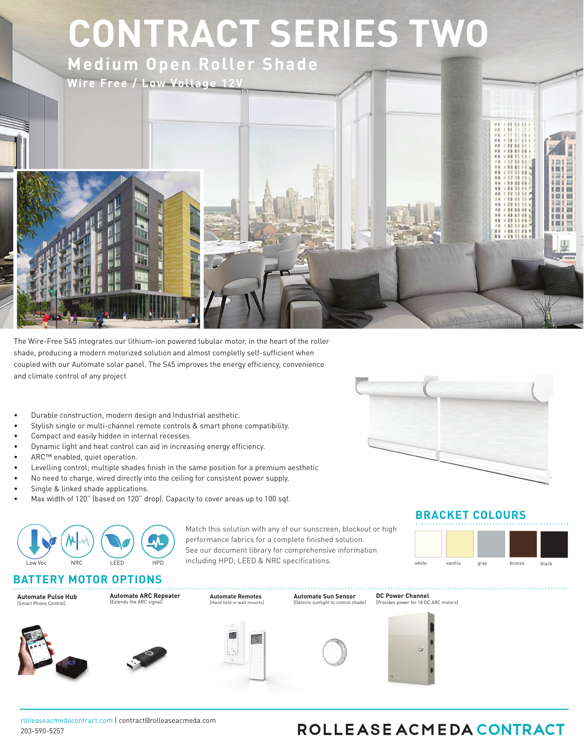# CONTRACT SERIES TWO

## Medium Open Roller Shade

### Wire Free / Low Voltage 12V

The Wire-Free S45 integrates our lithium-ion powered tubular motor, in the heart of the roller shade, producing a modern motorized solution and almost completly self-sufficient when coupled with our Automate solar panel. The S45 improves the energy efficiency, convenience and climate control of any project

- Durable construction, modern design and Industrial aesthetic.
- Stylish single or multi-channel remote controls & smart phone compatibility.
- Compact and easily hidden in internal recesses.
- Dynamic light and heat control can aid in increasing energy efficiency.
- ARC™ enabled, quiet operation.
- Levelling control; multiple shades finish in the same position for a premium aesthetic
- No need to charge, wired directly into the ceiling for consistent power supply.
- Single & linked shade applications.
- Max width of 120" (based on 120" drop). Capacity to cover areas up to 100 sqf.

Low Voc | NRC | LEED | HPD

Match this solution with any of our sunscreen, blockout or high performance fabrics for a complete finished solution. See our document library for comprehensive information including HPD, LEED & NRC specifications.

## BRACKET COLOURS

white | vanilla | gray | bronze | black

## BATTERY MOTOR OPTIONS

**Automate Pulse Hub**
[Smart Phone Control]

**Automate ARC Repeater**
[Extends the ARC signal]

**Automate Remotes**
[Hand held or wall mounts]

**Automate Sun Sensor**
[Detects sunlight to control shade]

**DC Power Channel**
[Provides power for 18 DC ARC motors]

rolleaseacmedacontract.com | contract@rolleaseacmeda.com
203-590-5257

ROLLEASE ACMEDA CONTRACT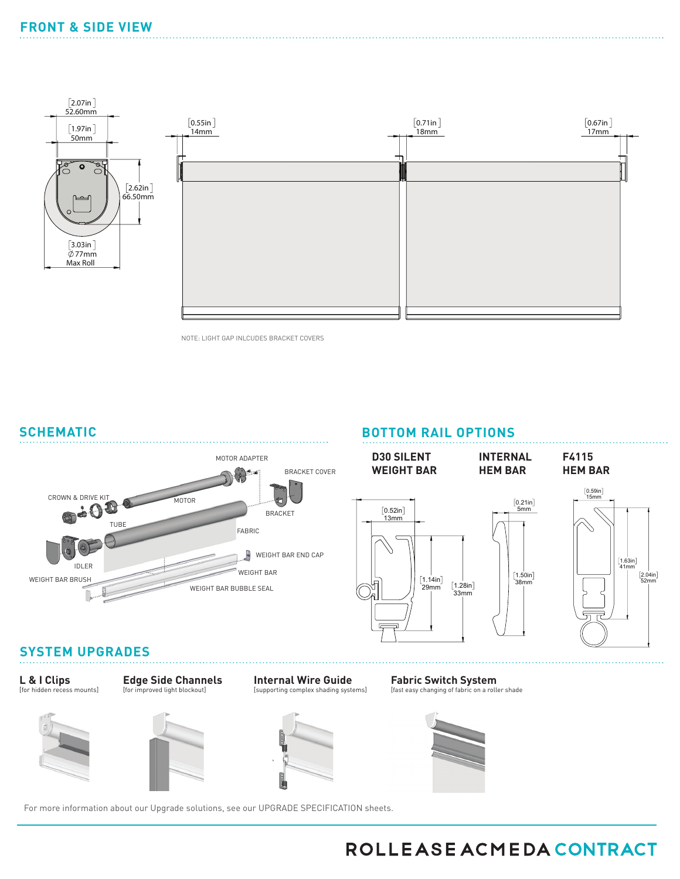## FRONT & SIDE VIEW

[2.07in]
52.60mm

[1.97in]
50mm

[2.62in]
66.50mm

[3.03in]
∅77mm
Max Roll

[0.55in]
14mm

[0.71in]
18mm

[0.67in]
17mm

NOTE: LIGHT GAP INLCUDES BRACKET COVERS

## SCHEMATIC

MOTOR ADAPTER
BRACKET COVER
CROWN & DRIVE KIT
MOTOR
TUBE
BRACKET
FABRIC
IDLER
WEIGHT BAR END CAP
WEIGHT BAR
WEIGHT BAR BRUSH
WEIGHT BAR BUBBLE SEAL

## BOTTOM RAIL OPTIONS

### D30 SILENT WEIGHT BAR

[0.52in]
13mm

[1.14in]
29mm

[1.28in]
33mm

### INTERNAL HEM BAR

[0.21in]
5mm

[1.50in]
38mm

### F4115 HEM BAR

[0.59in]
15mm

[1.63in]
41mm

[2.04in]
52mm

## SYSTEM UPGRADES

**L & I Clips**
[for hidden recess mounts]

**Edge Side Channels**
[for improved light blockout]

**Internal Wire Guide**
[supporting complex shading systems]

**Fabric Switch System**
[fast easy changing of fabric on a roller shade]

For more information about our Upgrade solutions, see our UPGRADE SPECIFICATION sheets.

ROLLEASE ACMEDA CONTRACT